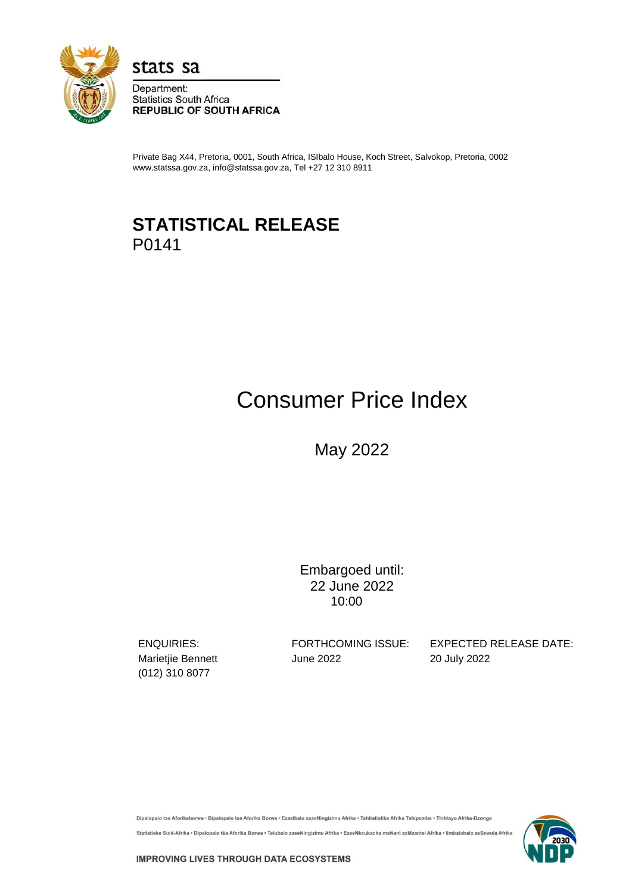stats sa

Department:
Statistics South Africa
**REPUBLIC OF SOUTH AFRICA**

Private Bag X44, Pretoria, 0001, South Africa, ISIbalo House, Koch Street, Salvokop, Pretoria, 0002
www.statssa.gov.za, info@statssa.gov.za, Tel +27 12 310 8911

# STATISTICAL RELEASE
P0141

# Consumer Price Index

May 2022

Embargoed until:
22 June 2022
10:00

| ENQUIRIES: | FORTHCOMING ISSUE: | EXPECTED RELEASE DATE: |
|---|---|---|
| Marietjie Bennett<br>(012) 310 8077 | June 2022 | 20 July 2022 |

Dipalopalo tsa Aforikaborwa • Dipalopalo tsa Aforika Borwa • Ezazibalo zaseNingizimu Afrika • Tshitatistika Afrika Tshipembe • Tinhlayo Afrika-Dzonga

Statistieke Suid-Afrika • Dipalopalo tša Aforika Borwa • Telubalo zaseNingizimu Afrika • EzeeNkcukacha maNani zoMzantsi Afrika • Iimbalobalo zeSewula Afrika

**IMPROVING LIVES THROUGH DATA ECOSYSTEMS**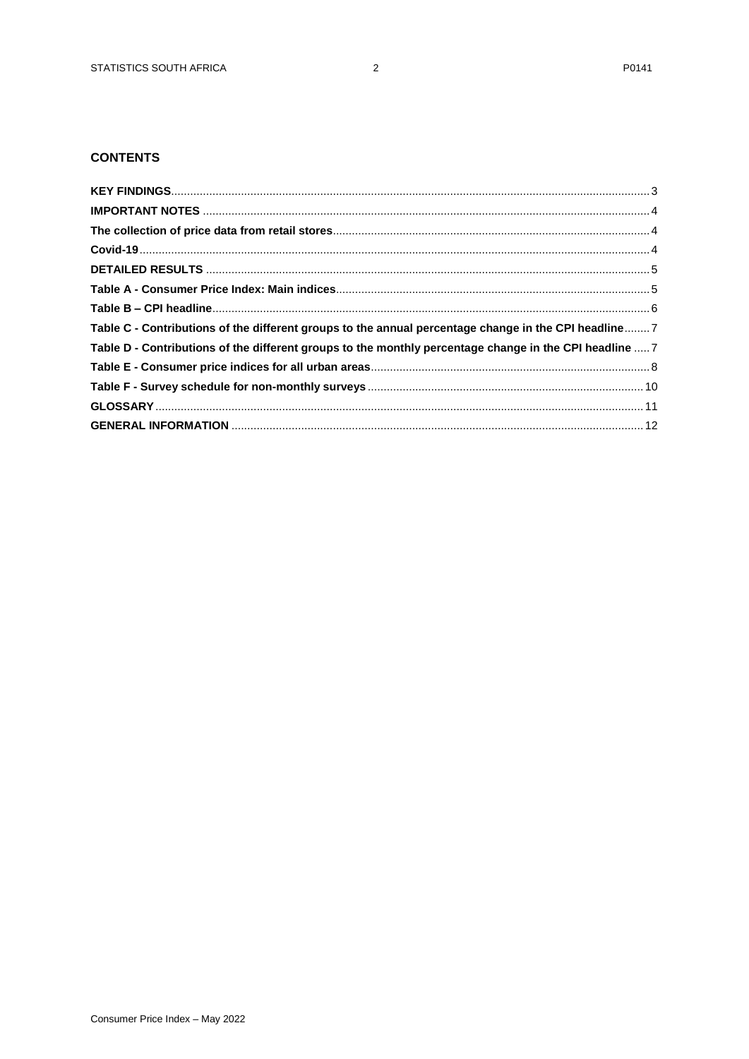## CONTENTS

**KEY FINDINGS** ..... 3

**IMPORTANT NOTES** ..... 4

**The collection of price data from retail stores** ..... 4

**Covid-19** ..... 4

**DETAILED RESULTS** ..... 5

**Table A - Consumer Price Index: Main indices** ..... 5

**Table B – CPI headline** ..... 6

**Table C - Contributions of the different groups to the annual percentage change in the CPI headline** ..... 7

**Table D - Contributions of the different groups to the monthly percentage change in the CPI headline** ..... 7

**Table E - Consumer price indices for all urban areas** ..... 8

**Table F - Survey schedule for non-monthly surveys** ..... 10

**GLOSSARY** ..... 11

**GENERAL INFORMATION** ..... 12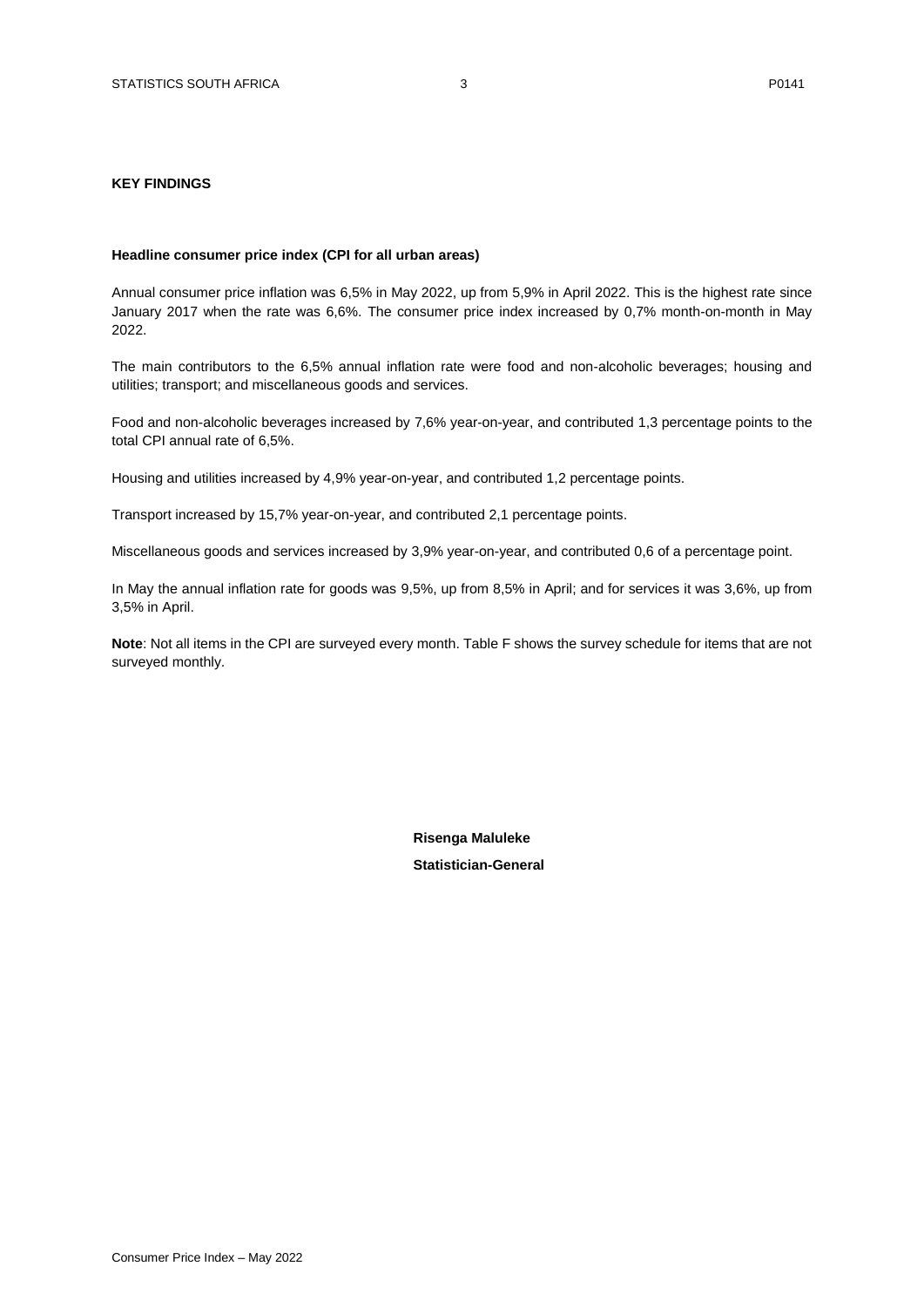## KEY FINDINGS

### Headline consumer price index (CPI for all urban areas)

Annual consumer price inflation was 6,5% in May 2022, up from 5,9% in April 2022. This is the highest rate since January 2017 when the rate was 6,6%. The consumer price index increased by 0,7% month-on-month in May 2022.

The main contributors to the 6,5% annual inflation rate were food and non-alcoholic beverages; housing and utilities; transport; and miscellaneous goods and services.

Food and non-alcoholic beverages increased by 7,6% year-on-year, and contributed 1,3 percentage points to the total CPI annual rate of 6,5%.

Housing and utilities increased by 4,9% year-on-year, and contributed 1,2 percentage points.

Transport increased by 15,7% year-on-year, and contributed 2,1 percentage points.

Miscellaneous goods and services increased by 3,9% year-on-year, and contributed 0,6 of a percentage point.

In May the annual inflation rate for goods was 9,5%, up from 8,5% in April; and for services it was 3,6%, up from 3,5% in April.

**Note**: Not all items in the CPI are surveyed every month. Table F shows the survey schedule for items that are not surveyed monthly.

**Risenga Maluleke**

**Statistician-General**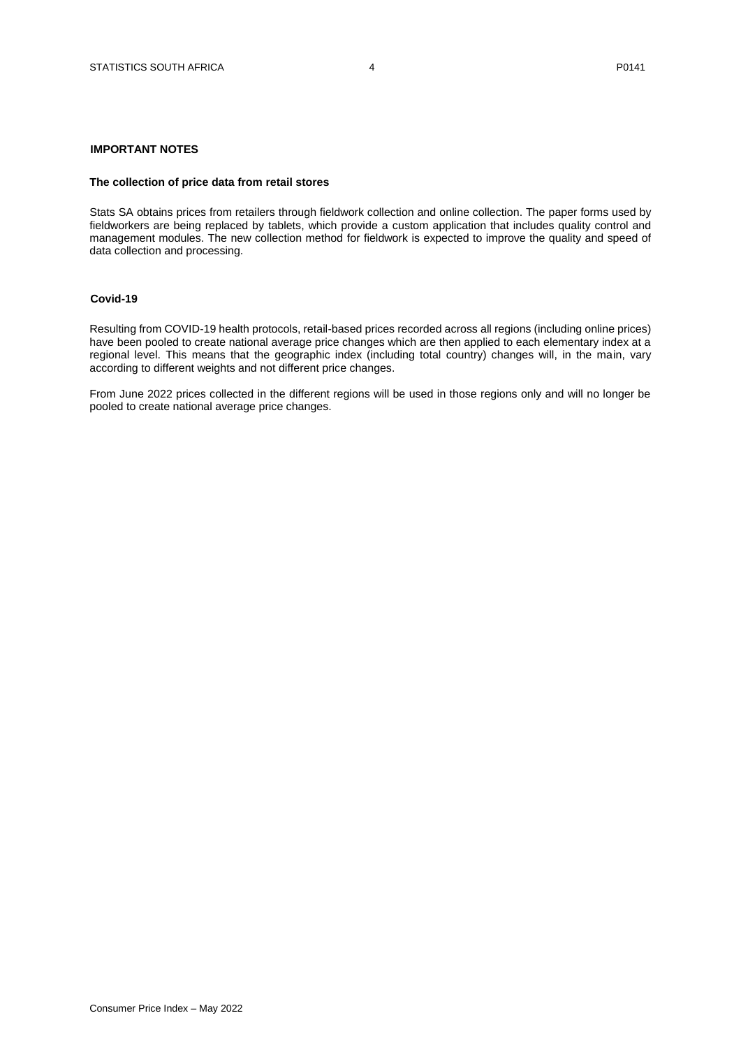## IMPORTANT NOTES

### The collection of price data from retail stores

Stats SA obtains prices from retailers through fieldwork collection and online collection. The paper forms used by fieldworkers are being replaced by tablets, which provide a custom application that includes quality control and management modules. The new collection method for fieldwork is expected to improve the quality and speed of data collection and processing.

### Covid-19

Resulting from COVID-19 health protocols, retail-based prices recorded across all regions (including online prices) have been pooled to create national average price changes which are then applied to each elementary index at a regional level. This means that the geographic index (including total country) changes will, in the main, vary according to different weights and not different price changes.

From June 2022 prices collected in the different regions will be used in those regions only and will no longer be pooled to create national average price changes.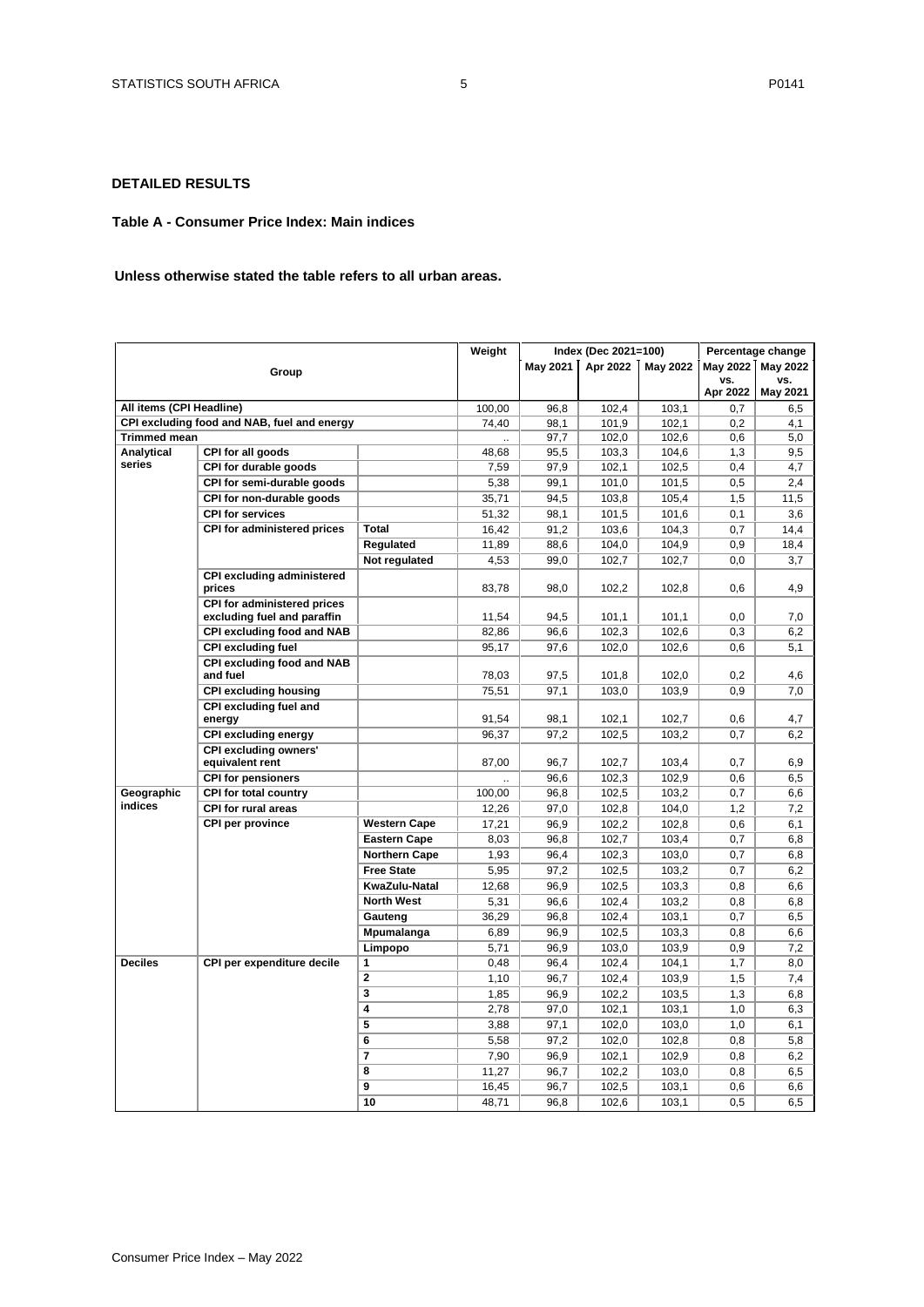## DETAILED RESULTS

### Table A - Consumer Price Index: Main indices

**Unless otherwise stated the table refers to all urban areas.**

| Group | | | Weight | Index (Dec 2021=100) | | | Percentage change | |
|---|---|---|---|---|---|---|---|---|
| | | | | May 2021 | Apr 2022 | May 2022 | May 2022 vs. Apr 2022 | May 2022 vs. May 2021 |
| All items (CPI Headline) | | | 100,00 | 96,8 | 102,4 | 103,1 | 0,7 | 6,5 |
| CPI excluding food and NAB, fuel and energy | | | 74,40 | 98,1 | 101,9 | 102,1 | 0,2 | 4,1 |
| Trimmed mean | | | .. | 97,7 | 102,0 | 102,6 | 0,6 | 5,0 |
| Analytical series | CPI for all goods | | 48,68 | 95,5 | 103,3 | 104,6 | 1,3 | 9,5 |
| | CPI for durable goods | | 7,59 | 97,9 | 102,1 | 102,5 | 0,4 | 4,7 |
| | CPI for semi-durable goods | | 5,38 | 99,1 | 101,0 | 101,5 | 0,5 | 2,4 |
| | CPI for non-durable goods | | 35,71 | 94,5 | 103,8 | 105,4 | 1,5 | 11,5 |
| | CPI for services | | 51,32 | 98,1 | 101,5 | 101,6 | 0,1 | 3,6 |
| | CPI for administered prices | Total | 16,42 | 91,2 | 103,6 | 104,3 | 0,7 | 14,4 |
| | | Regulated | 11,89 | 88,6 | 104,0 | 104,9 | 0,9 | 18,4 |
| | | Not regulated | 4,53 | 99,0 | 102,7 | 102,7 | 0,0 | 3,7 |
| | CPI excluding administered prices | | 83,78 | 98,0 | 102,2 | 102,8 | 0,6 | 4,9 |
| | CPI for administered prices excluding fuel and paraffin | | 11,54 | 94,5 | 101,1 | 101,1 | 0,0 | 7,0 |
| | CPI excluding food and NAB | | 82,86 | 96,6 | 102,3 | 102,6 | 0,3 | 6,2 |
| | CPI excluding fuel | | 95,17 | 97,6 | 102,0 | 102,6 | 0,6 | 5,1 |
| | CPI excluding food and NAB and fuel | | 78,03 | 97,5 | 101,8 | 102,0 | 0,2 | 4,6 |
| | CPI excluding housing | | 75,51 | 97,1 | 103,0 | 103,9 | 0,9 | 7,0 |
| | CPI excluding fuel and energy | | 91,54 | 98,1 | 102,1 | 102,7 | 0,6 | 4,7 |
| | CPI excluding energy | | 96,37 | 97,2 | 102,5 | 103,2 | 0,7 | 6,2 |
| | CPI excluding owners' equivalent rent | | 87,00 | 96,7 | 102,7 | 103,4 | 0,7 | 6,9 |
| | CPI for pensioners | | .. | 96,6 | 102,3 | 102,9 | 0,6 | 6,5 |
| Geographic indices | CPI for total country | | 100,00 | 96,8 | 102,5 | 103,2 | 0,7 | 6,6 |
| | CPI for rural areas | | 12,26 | 97,0 | 102,8 | 104,0 | 1,2 | 7,2 |
| | CPI per province | Western Cape | 17,21 | 96,9 | 102,2 | 102,8 | 0,6 | 6,1 |
| | | Eastern Cape | 8,03 | 96,8 | 102,7 | 103,4 | 0,7 | 6,8 |
| | | Northern Cape | 1,93 | 96,4 | 102,3 | 103,0 | 0,7 | 6,8 |
| | | Free State | 5,95 | 97,2 | 102,5 | 103,2 | 0,7 | 6,2 |
| | | KwaZulu-Natal | 12,68 | 96,9 | 102,5 | 103,3 | 0,8 | 6,6 |
| | | North West | 5,31 | 96,6 | 102,4 | 103,2 | 0,8 | 6,8 |
| | | Gauteng | 36,29 | 96,8 | 102,4 | 103,1 | 0,7 | 6,5 |
| | | Mpumalanga | 6,89 | 96,9 | 102,5 | 103,3 | 0,8 | 6,6 |
| | | Limpopo | 5,71 | 96,9 | 103,0 | 103,9 | 0,9 | 7,2 |
| Deciles | CPI per expenditure decile | 1 | 0,48 | 96,4 | 102,4 | 104,1 | 1,7 | 8,0 |
| | | 2 | 1,10 | 96,7 | 102,4 | 103,9 | 1,5 | 7,4 |
| | | 3 | 1,85 | 96,9 | 102,2 | 103,5 | 1,3 | 6,8 |
| | | 4 | 2,78 | 97,0 | 102,1 | 103,1 | 1,0 | 6,3 |
| | | 5 | 3,88 | 97,1 | 102,0 | 103,0 | 1,0 | 6,1 |
| | | 6 | 5,58 | 97,2 | 102,0 | 102,8 | 0,8 | 5,8 |
| | | 7 | 7,90 | 96,9 | 102,1 | 102,9 | 0,8 | 6,2 |
| | | 8 | 11,27 | 96,7 | 102,2 | 103,0 | 0,8 | 6,5 |
| | | 9 | 16,45 | 96,7 | 102,5 | 103,1 | 0,6 | 6,6 |
| | | 10 | 48,71 | 96,8 | 102,6 | 103,1 | 0,5 | 6,5 |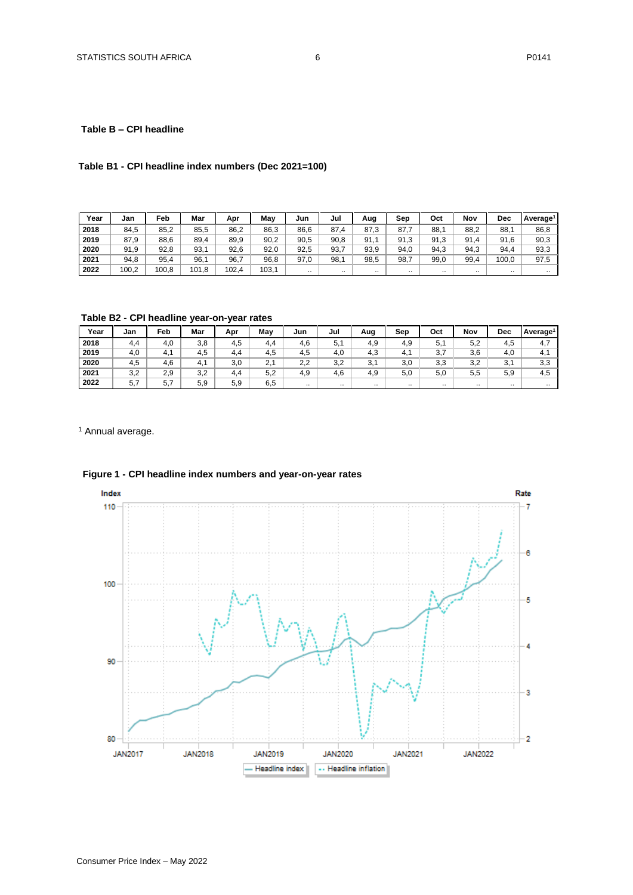## Table B – CPI headline

### Table B1 - CPI headline index numbers (Dec 2021=100)

| Year | Jan | Feb | Mar | Apr | May | Jun | Jul | Aug | Sep | Oct | Nov | Dec | Average[1] |
|---|---|---|---|---|---|---|---|---|---|---|---|---|---|
| 2018 | 84,5 | 85,2 | 85,5 | 86,2 | 86,3 | 86,6 | 87,4 | 87,3 | 87,7 | 88,1 | 88,2 | 88,1 | 86,8 |
| 2019 | 87,9 | 88,6 | 89,4 | 89,9 | 90,2 | 90,5 | 90,8 | 91,1 | 91,3 | 91,3 | 91,4 | 91,6 | 90,3 |
| 2020 | 91,9 | 92,8 | 93,1 | 92,6 | 92,0 | 92,5 | 93,7 | 93,9 | 94,0 | 94,3 | 94,3 | 94,4 | 93,3 |
| 2021 | 94,8 | 95,4 | 96,1 | 96,7 | 96,8 | 97,0 | 98,1 | 98,5 | 98,7 | 99,0 | 99,4 | 100,0 | 97,5 |
| 2022 | 100,2 | 100,8 | 101,8 | 102,4 | 103,1 | .. | .. | .. | .. | .. | .. | .. | .. |

### Table B2 - CPI headline year-on-year rates

| Year | Jan | Feb | Mar | Apr | May | Jun | Jul | Aug | Sep | Oct | Nov | Dec | Average[1] |
|---|---|---|---|---|---|---|---|---|---|---|---|---|---|
| 2018 | 4,4 | 4,0 | 3,8 | 4,5 | 4,4 | 4,6 | 5,1 | 4,9 | 4,9 | 5,1 | 5,2 | 4,5 | 4,7 |
| 2019 | 4,0 | 4,1 | 4,5 | 4,4 | 4,5 | 4,5 | 4,0 | 4,3 | 4,1 | 3,7 | 3,6 | 4,0 | 4,1 |
| 2020 | 4,5 | 4,6 | 4,1 | 3,0 | 2,1 | 2,2 | 3,2 | 3,1 | 3,0 | 3,3 | 3,2 | 3,1 | 3,3 |
| 2021 | 3,2 | 2,9 | 3,2 | 4,4 | 5,2 | 4,9 | 4,6 | 4,9 | 5,0 | 5,0 | 5,5 | 5,9 | 4,5 |
| 2022 | 5,7 | 5,7 | 5,9 | 5,9 | 6,5 | .. | .. | .. | .. | .. | .. | .. | .. |

[1] Annual average.

**Figure 1 - CPI headline index numbers and year-on-year rates**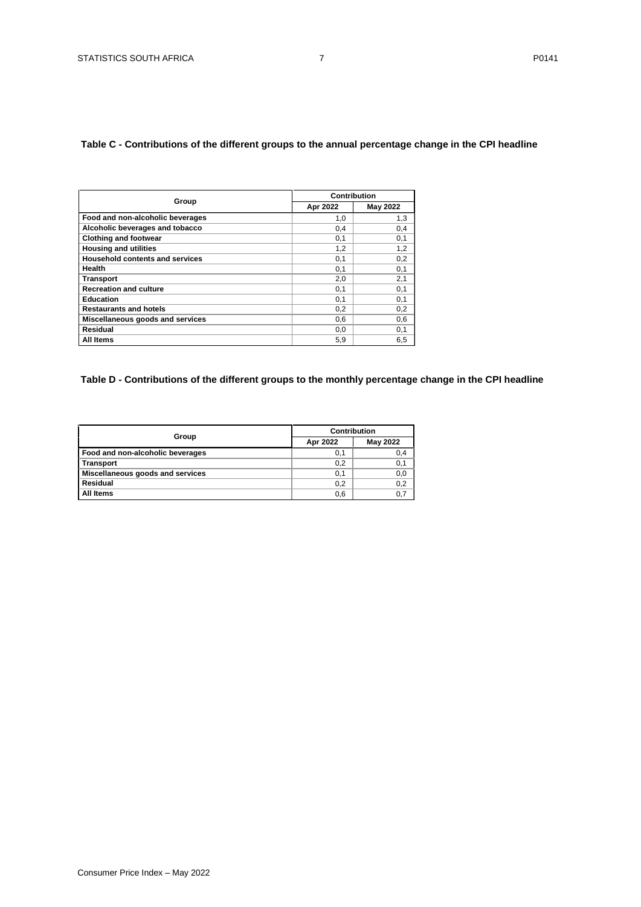**Table C - Contributions of the different groups to the annual percentage change in the CPI headline**

| Group | Contribution | |
|---|---|---|
| | Apr 2022 | May 2022 |
| Food and non-alcoholic beverages | 1,0 | 1,3 |
| Alcoholic beverages and tobacco | 0,4 | 0,4 |
| Clothing and footwear | 0,1 | 0,1 |
| Housing and utilities | 1,2 | 1,2 |
| Household contents and services | 0,1 | 0,2 |
| Health | 0,1 | 0,1 |
| Transport | 2,0 | 2,1 |
| Recreation and culture | 0,1 | 0,1 |
| Education | 0,1 | 0,1 |
| Restaurants and hotels | 0,2 | 0,2 |
| Miscellaneous goods and services | 0,6 | 0,6 |
| Residual | 0,0 | 0,1 |
| All Items | 5,9 | 6,5 |

**Table D - Contributions of the different groups to the monthly percentage change in the CPI headline**

| Group | Contribution | |
|---|---|---|
| | Apr 2022 | May 2022 |
| Food and non-alcoholic beverages | 0,1 | 0,4 |
| Transport | 0,2 | 0,1 |
| Miscellaneous goods and services | 0,1 | 0,0 |
| Residual | 0,2 | 0,2 |
| All Items | 0,6 | 0,7 |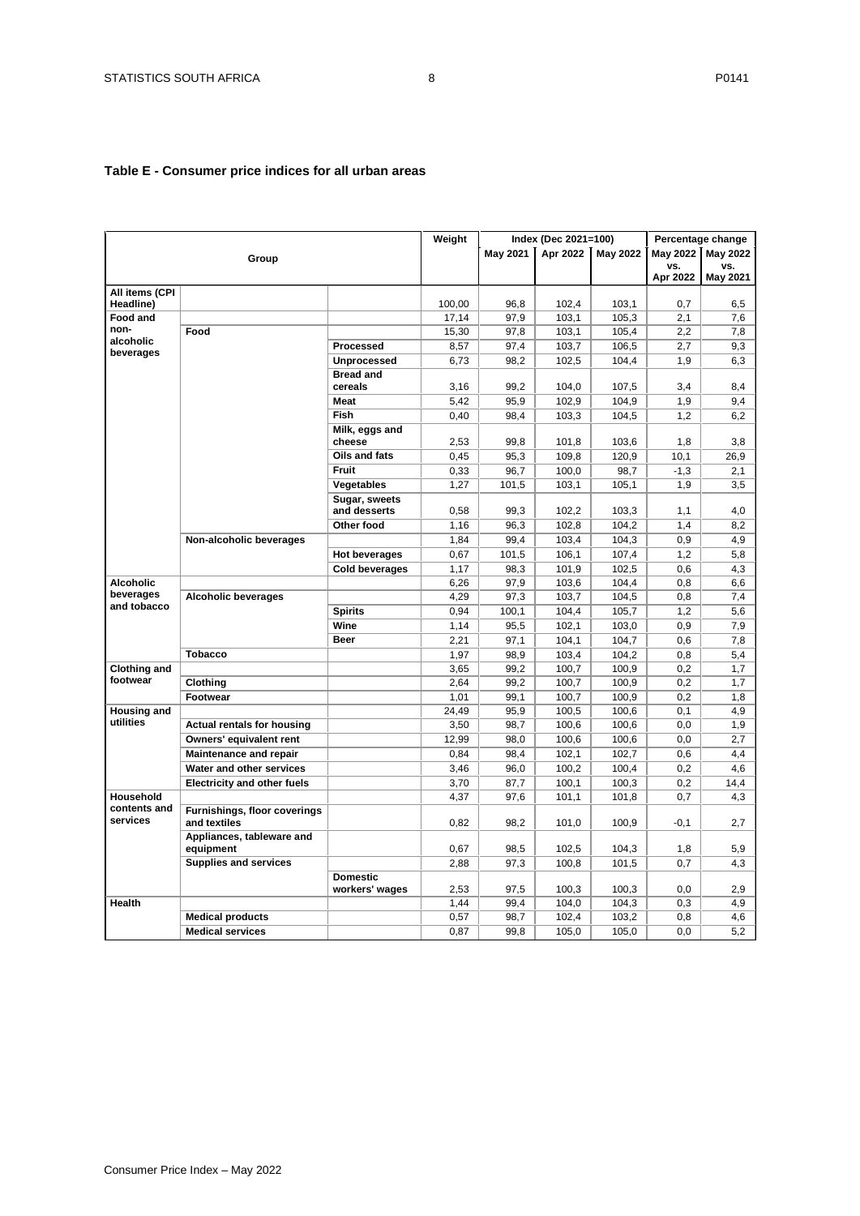## Table E - Consumer price indices for all urban areas

| Group | | | Weight | Index (Dec 2021=100) | | | Percentage change | |
|---|---|---|---|---|---|---|---|---|
| | | | | May 2021 | Apr 2022 | May 2022 | May 2022 vs. Apr 2022 | May 2022 vs. May 2021 |
| **All items (CPI Headline)** | | | 100,00 | 96,8 | 102,4 | 103,1 | 0,7 | 6,5 |
| **Food and non-alcoholic beverages** | | | 17,14 | 97,9 | 103,1 | 105,3 | 2,1 | 7,6 |
| | **Food** | | 15,30 | 97,8 | 103,1 | 105,4 | 2,2 | 7,8 |
| | | **Processed** | 8,57 | 97,4 | 103,7 | 106,5 | 2,7 | 9,3 |
| | | **Unprocessed** | 6,73 | 98,2 | 102,5 | 104,4 | 1,9 | 6,3 |
| | | **Bread and cereals** | 3,16 | 99,2 | 104,0 | 107,5 | 3,4 | 8,4 |
| | | **Meat** | 5,42 | 95,9 | 102,9 | 104,9 | 1,9 | 9,4 |
| | | **Fish** | 0,40 | 98,4 | 103,3 | 104,5 | 1,2 | 6,2 |
| | | **Milk, eggs and cheese** | 2,53 | 99,8 | 101,8 | 103,6 | 1,8 | 3,8 |
| | | **Oils and fats** | 0,45 | 95,3 | 109,8 | 120,9 | 10,1 | 26,9 |
| | | **Fruit** | 0,33 | 96,7 | 100,0 | 98,7 | -1,3 | 2,1 |
| | | **Vegetables** | 1,27 | 101,5 | 103,1 | 105,1 | 1,9 | 3,5 |
| | | **Sugar, sweets and desserts** | 0,58 | 99,3 | 102,2 | 103,3 | 1,1 | 4,0 |
| | | **Other food** | 1,16 | 96,3 | 102,8 | 104,2 | 1,4 | 8,2 |
| | **Non-alcoholic beverages** | | 1,84 | 99,4 | 103,4 | 104,3 | 0,9 | 4,9 |
| | | **Hot beverages** | 0,67 | 101,5 | 106,1 | 107,4 | 1,2 | 5,8 |
| | | **Cold beverages** | 1,17 | 98,3 | 101,9 | 102,5 | 0,6 | 4,3 |
| **Alcoholic beverages and tobacco** | | | 6,26 | 97,9 | 103,6 | 104,4 | 0,8 | 6,6 |
| | **Alcoholic beverages** | | 4,29 | 97,3 | 103,7 | 104,5 | 0,8 | 7,4 |
| | | **Spirits** | 0,94 | 100,1 | 104,4 | 105,7 | 1,2 | 5,6 |
| | | **Wine** | 1,14 | 95,5 | 102,1 | 103,0 | 0,9 | 7,9 |
| | | **Beer** | 2,21 | 97,1 | 104,1 | 104,7 | 0,6 | 7,8 |
| | **Tobacco** | | 1,97 | 98,9 | 103,4 | 104,2 | 0,8 | 5,4 |
| **Clothing and footwear** | | | 3,65 | 99,2 | 100,7 | 100,9 | 0,2 | 1,7 |
| | **Clothing** | | 2,64 | 99,2 | 100,7 | 100,9 | 0,2 | 1,7 |
| | **Footwear** | | 1,01 | 99,1 | 100,7 | 100,9 | 0,2 | 1,8 |
| **Housing and utilities** | | | 24,49 | 95,9 | 100,5 | 100,6 | 0,1 | 4,9 |
| | **Actual rentals for housing** | | 3,50 | 98,7 | 100,6 | 100,6 | 0,0 | 1,9 |
| | **Owners' equivalent rent** | | 12,99 | 98,0 | 100,6 | 100,6 | 0,0 | 2,7 |
| | **Maintenance and repair** | | 0,84 | 98,4 | 102,1 | 102,7 | 0,6 | 4,4 |
| | **Water and other services** | | 3,46 | 96,0 | 100,2 | 100,4 | 0,2 | 4,6 |
| | **Electricity and other fuels** | | 3,70 | 87,7 | 100,1 | 100,3 | 0,2 | 14,4 |
| **Household contents and services** | | | 4,37 | 97,6 | 101,1 | 101,8 | 0,7 | 4,3 |
| | **Furnishings, floor coverings and textiles** | | 0,82 | 98,2 | 101,0 | 100,9 | -0,1 | 2,7 |
| | **Appliances, tableware and equipment** | | 0,67 | 98,5 | 102,5 | 104,3 | 1,8 | 5,9 |
| | **Supplies and services** | | 2,88 | 97,3 | 100,8 | 101,5 | 0,7 | 4,3 |
| | | **Domestic workers' wages** | 2,53 | 97,5 | 100,3 | 100,3 | 0,0 | 2,9 |
| **Health** | | | 1,44 | 99,4 | 104,0 | 104,3 | 0,3 | 4,9 |
| | **Medical products** | | 0,57 | 98,7 | 102,4 | 103,2 | 0,8 | 4,6 |
| | **Medical services** | | 0,87 | 99,8 | 105,0 | 105,0 | 0,0 | 5,2 |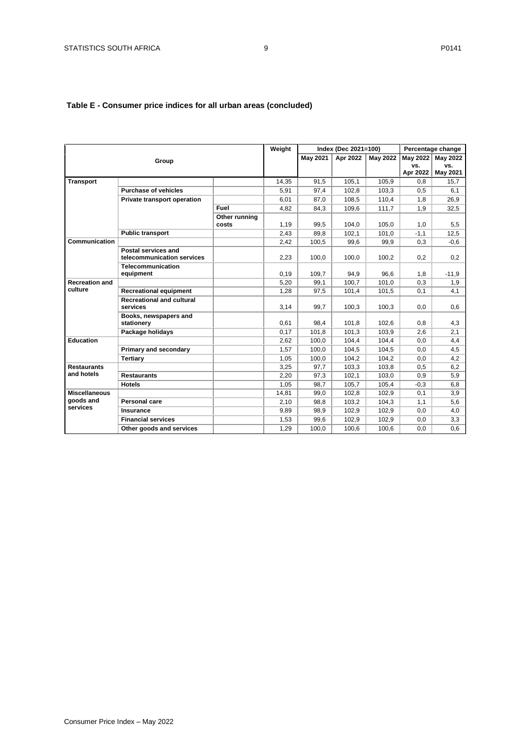**Table E - Consumer price indices for all urban areas (concluded)**

| Group | | | Weight | Index (Dec 2021=100) | | | Percentage change | |
|---|---|---|---|---|---|---|---|---|
| | | | | May 2021 | Apr 2022 | May 2022 | May 2022 vs. Apr 2022 | May 2022 vs. May 2021 |
| **Transport** | | | 14,35 | 91,5 | 105,1 | 105,9 | 0,8 | 15,7 |
| | **Purchase of vehicles** | | 5,91 | 97,4 | 102,8 | 103,3 | 0,5 | 6,1 |
| | **Private transport operation** | | 6,01 | 87,0 | 108,5 | 110,4 | 1,8 | 26,9 |
| | | **Fuel** | 4,82 | 84,3 | 109,6 | 111,7 | 1,9 | 32,5 |
| | | **Other running costs** | 1,19 | 99,5 | 104,0 | 105,0 | 1,0 | 5,5 |
| | **Public transport** | | 2,43 | 89,8 | 102,1 | 101,0 | -1,1 | 12,5 |
| **Communication** | | | 2,42 | 100,5 | 99,6 | 99,9 | 0,3 | -0,6 |
| | **Postal services and telecommunication services** | | 2,23 | 100,0 | 100,0 | 100,2 | 0,2 | 0,2 |
| | **Telecommunication equipment** | | 0,19 | 109,7 | 94,9 | 96,6 | 1,8 | -11,9 |
| **Recreation and culture** | | | 5,20 | 99,1 | 100,7 | 101,0 | 0,3 | 1,9 |
| | **Recreational equipment** | | 1,28 | 97,5 | 101,4 | 101,5 | 0,1 | 4,1 |
| | **Recreational and cultural services** | | 3,14 | 99,7 | 100,3 | 100,3 | 0,0 | 0,6 |
| | **Books, newspapers and stationery** | | 0,61 | 98,4 | 101,8 | 102,6 | 0,8 | 4,3 |
| | **Package holidays** | | 0,17 | 101,8 | 101,3 | 103,9 | 2,6 | 2,1 |
| **Education** | | | 2,62 | 100,0 | 104,4 | 104,4 | 0,0 | 4,4 |
| | **Primary and secondary** | | 1,57 | 100,0 | 104,5 | 104,5 | 0,0 | 4,5 |
| | **Tertiary** | | 1,05 | 100,0 | 104,2 | 104,2 | 0,0 | 4,2 |
| **Restaurants and hotels** | | | 3,25 | 97,7 | 103,3 | 103,8 | 0,5 | 6,2 |
| | **Restaurants** | | 2,20 | 97,3 | 102,1 | 103,0 | 0,9 | 5,9 |
| | **Hotels** | | 1,05 | 98,7 | 105,7 | 105,4 | -0,3 | 6,8 |
| **Miscellaneous goods and services** | | | 14,81 | 99,0 | 102,8 | 102,9 | 0,1 | 3,9 |
| | **Personal care** | | 2,10 | 98,8 | 103,2 | 104,3 | 1,1 | 5,6 |
| | **Insurance** | | 9,89 | 98,9 | 102,9 | 102,9 | 0,0 | 4,0 |
| | **Financial services** | | 1,53 | 99,6 | 102,9 | 102,9 | 0,0 | 3,3 |
| | **Other goods and services** | | 1,29 | 100,0 | 100,6 | 100,6 | 0,0 | 0,6 |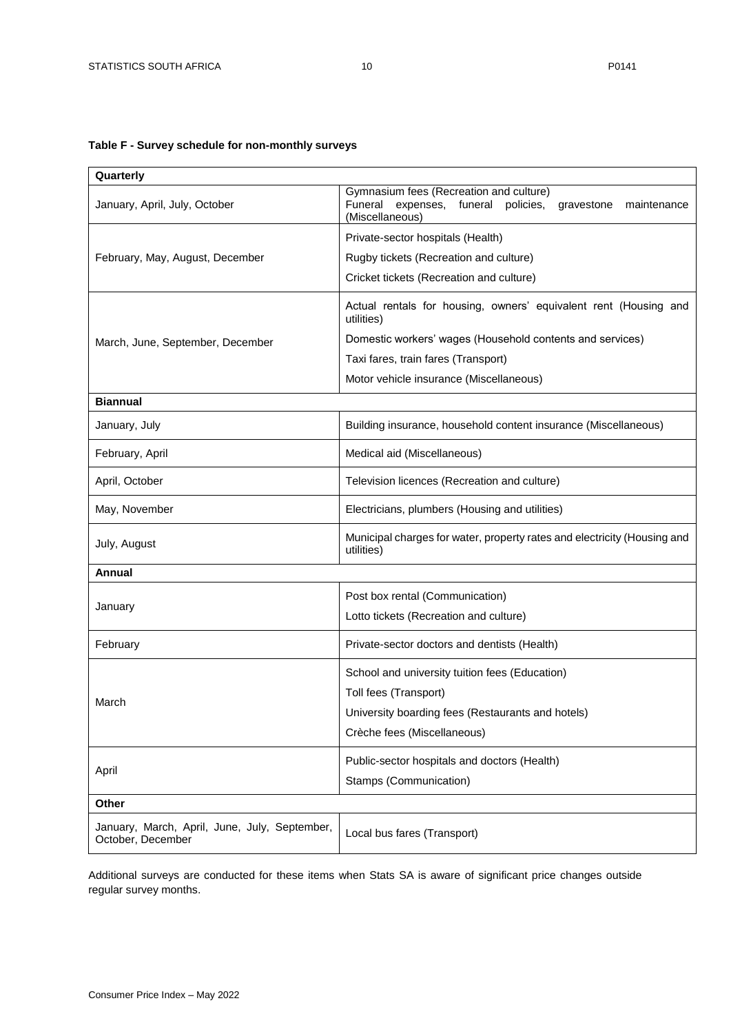**Table F - Survey schedule for non-monthly surveys**

| Quarterly | |
|---|---|
| January, April, July, October | Gymnasium fees (Recreation and culture)<br>Funeral expenses, funeral policies, gravestone maintenance (Miscellaneous) |
| February, May, August, December | Private-sector hospitals (Health)<br>Rugby tickets (Recreation and culture)<br>Cricket tickets (Recreation and culture) |
| March, June, September, December | Actual rentals for housing, owners' equivalent rent (Housing and utilities)<br>Domestic workers' wages (Household contents and services)<br>Taxi fares, train fares (Transport)<br>Motor vehicle insurance (Miscellaneous) |
| **Biannual** | |
| January, July | Building insurance, household content insurance (Miscellaneous) |
| February, April | Medical aid (Miscellaneous) |
| April, October | Television licences (Recreation and culture) |
| May, November | Electricians, plumbers (Housing and utilities) |
| July, August | Municipal charges for water, property rates and electricity (Housing and utilities) |
| **Annual** | |
| January | Post box rental (Communication)<br>Lotto tickets (Recreation and culture) |
| February | Private-sector doctors and dentists (Health) |
| March | School and university tuition fees (Education)<br>Toll fees (Transport)<br>University boarding fees (Restaurants and hotels)<br>Crèche fees (Miscellaneous) |
| April | Public-sector hospitals and doctors (Health)<br>Stamps (Communication) |
| **Other** | |
| January, March, April, June, July, September, October, December | Local bus fares (Transport) |

Additional surveys are conducted for these items when Stats SA is aware of significant price changes outside regular survey months.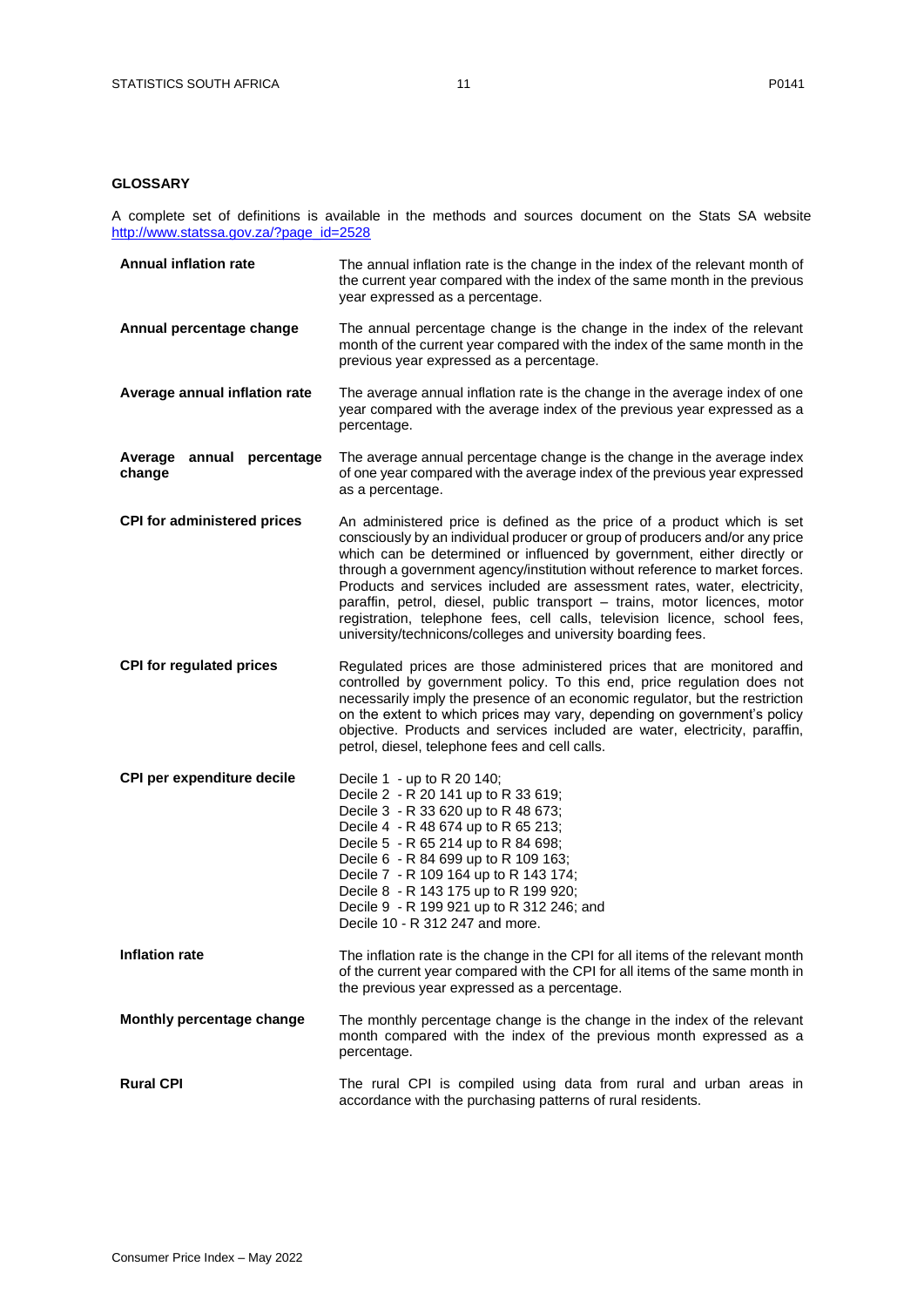## GLOSSARY

A complete set of definitions is available in the methods and sources document on the Stats SA website [http://www.statssa.gov.za/?page_id=2528](http://www.statssa.gov.za/?page_id=2528)

| | |
|---|---|
| **Annual inflation rate** | The annual inflation rate is the change in the index of the relevant month of the current year compared with the index of the same month in the previous year expressed as a percentage. |
| **Annual percentage change** | The annual percentage change is the change in the index of the relevant month of the current year compared with the index of the same month in the previous year expressed as a percentage. |
| **Average annual inflation rate** | The average annual inflation rate is the change in the average index of one year compared with the average index of the previous year expressed as a percentage. |
| **Average annual percentage change** | The average annual percentage change is the change in the average index of one year compared with the average index of the previous year expressed as a percentage. |
| **CPI for administered prices** | An administered price is defined as the price of a product which is set consciously by an individual producer or group of producers and/or any price which can be determined or influenced by government, either directly or through a government agency/institution without reference to market forces. Products and services included are assessment rates, water, electricity, paraffin, petrol, diesel, public transport – trains, motor licences, motor registration, telephone fees, cell calls, television licence, school fees, university/technicons/colleges and university boarding fees. |
| **CPI for regulated prices** | Regulated prices are those administered prices that are monitored and controlled by government policy. To this end, price regulation does not necessarily imply the presence of an economic regulator, but the restriction on the extent to which prices may vary, depending on government's policy objective. Products and services included are water, electricity, paraffin, petrol, diesel, telephone fees and cell calls. |
| **CPI per expenditure decile** | Decile 1 - up to R 20 140;<br>Decile 2 - R 20 141 up to R 33 619;<br>Decile 3 - R 33 620 up to R 48 673;<br>Decile 4 - R 48 674 up to R 65 213;<br>Decile 5 - R 65 214 up to R 84 698;<br>Decile 6 - R 84 699 up to R 109 163;<br>Decile 7 - R 109 164 up to R 143 174;<br>Decile 8 - R 143 175 up to R 199 920;<br>Decile 9 - R 199 921 up to R 312 246; and<br>Decile 10 - R 312 247 and more. |
| **Inflation rate** | The inflation rate is the change in the CPI for all items of the relevant month of the current year compared with the CPI for all items of the same month in the previous year expressed as a percentage. |
| **Monthly percentage change** | The monthly percentage change is the change in the index of the relevant month compared with the index of the previous month expressed as a percentage. |
| **Rural CPI** | The rural CPI is compiled using data from rural and urban areas in accordance with the purchasing patterns of rural residents. |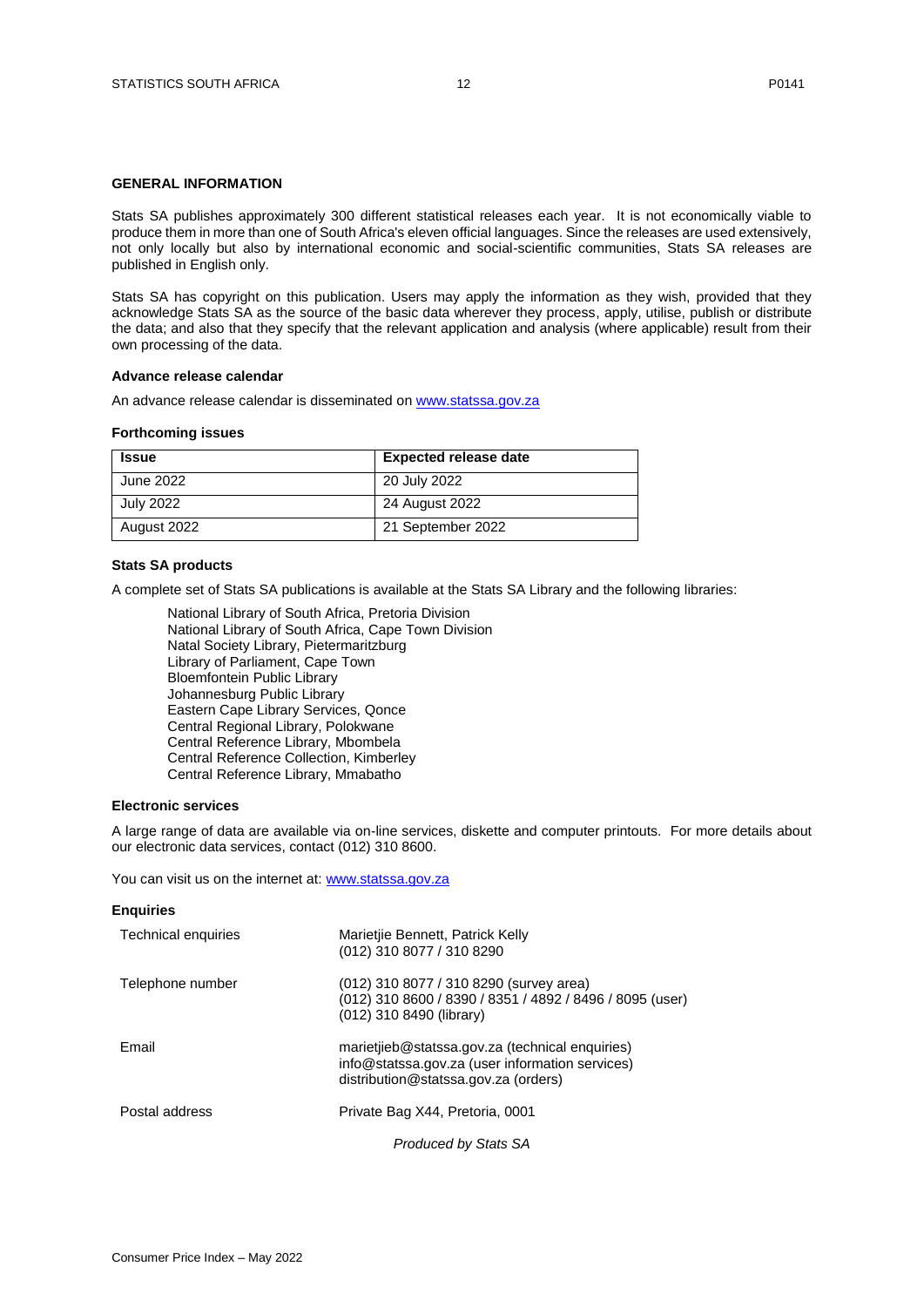## GENERAL INFORMATION

Stats SA publishes approximately 300 different statistical releases each year. It is not economically viable to produce them in more than one of South Africa's eleven official languages. Since the releases are used extensively, not only locally but also by international economic and social-scientific communities, Stats SA releases are published in English only.

Stats SA has copyright on this publication. Users may apply the information as they wish, provided that they acknowledge Stats SA as the source of the basic data wherever they process, apply, utilise, publish or distribute the data; and also that they specify that the relevant application and analysis (where applicable) result from their own processing of the data.

### Advance release calendar

An advance release calendar is disseminated on www.statssa.gov.za

### Forthcoming issues

| Issue | Expected release date |
|---|---|
| June 2022 | 20 July 2022 |
| July 2022 | 24 August 2022 |
| August 2022 | 21 September 2022 |

### Stats SA products

A complete set of Stats SA publications is available at the Stats SA Library and the following libraries:

National Library of South Africa, Pretoria Division
National Library of South Africa, Cape Town Division
Natal Society Library, Pietermaritzburg
Library of Parliament, Cape Town
Bloemfontein Public Library
Johannesburg Public Library
Eastern Cape Library Services, Qonce
Central Regional Library, Polokwane
Central Reference Library, Mbombela
Central Reference Collection, Kimberley
Central Reference Library, Mmabatho

### Electronic services

A large range of data are available via on-line services, diskette and computer printouts. For more details about our electronic data services, contact (012) 310 8600.

You can visit us on the internet at: www.statssa.gov.za

### Enquiries

| | |
|---|---|
| Technical enquiries | Marietjie Bennett, Patrick Kelly<br>(012) 310 8077 / 310 8290 |
| Telephone number | (012) 310 8077 / 310 8290 (survey area)<br>(012) 310 8600 / 8390 / 8351 / 4892 / 8496 / 8095 (user)<br>(012) 310 8490 (library) |
| Email | marietjieb@statssa.gov.za (technical enquiries)<br>info@statssa.gov.za (user information services)<br>distribution@statssa.gov.za (orders) |
| Postal address | Private Bag X44, Pretoria, 0001 |

*Produced by Stats SA*